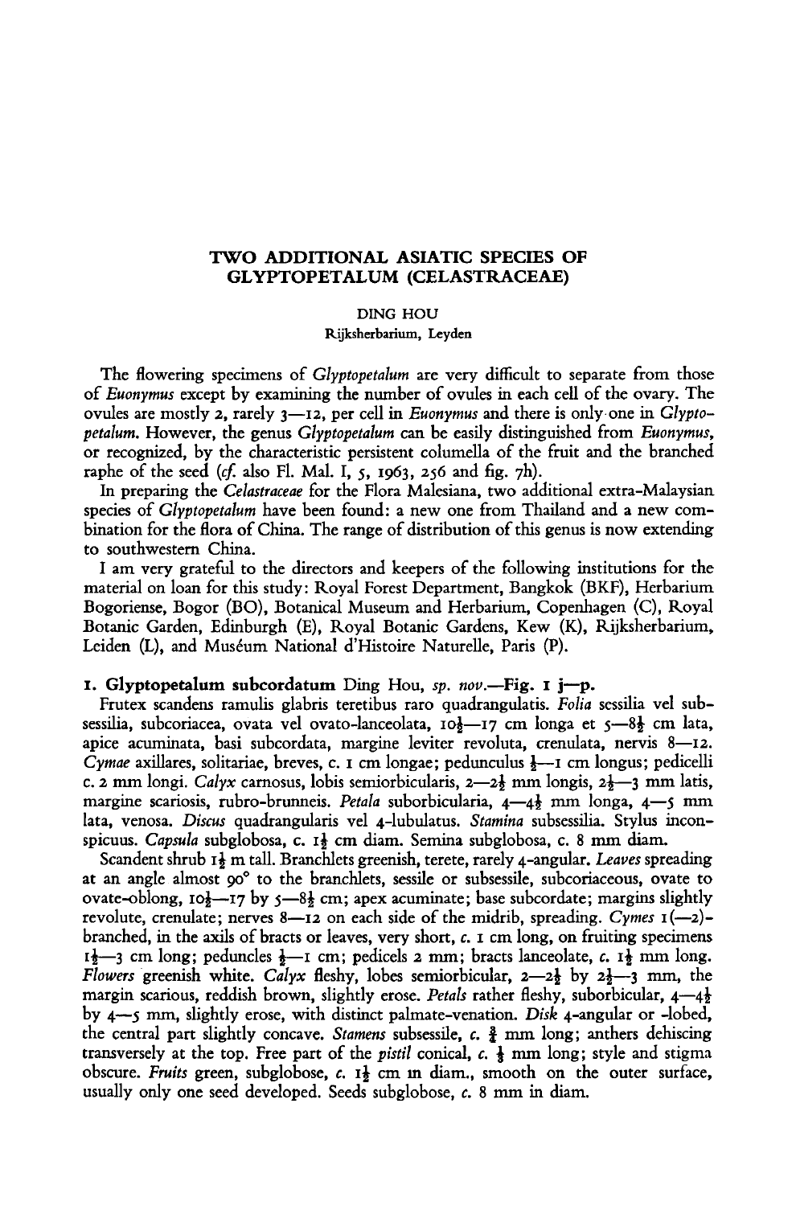# TWO ADDITIONAL ASIATIC SPECIES OF GLYPTOPETALUM (CELASTRACEAE)

DING HOU

Rijksherbarium, Leyden

The flowering specimens of *Glyptopetalum* are very difficult to separate from those of *Euonymus* except by examining the number of ovules in each cell of the ovary. The ovules are mostly 2, rarely 3—12, per cell in *Euonymus* and there is only one in *Glyptopetalum*. However, the genus *Glyptopetalum* can be easily distinguished from *Euonymus*, or recognized, by the characteristic persistent columella of the fruit and the branched raphe of the seed (*cf.* also Fl. Mal. I, 5, 1963, 256 and fig. 7h).

In preparing the *Celastraceae* for the Flora Malesiana, two additional extra-Malaysian species of *Glyptopetalum* have been found: a new one from Thailand and a new combination for the flora of China. The range of distribution of this genus is now extending to southwestern China.

I am very grateful to the directors and keepers of the following institutions for the material on loan for this study: Royal Forest Department, Bangkok (BKF), Herbarium Bogoriense, Bogor (BO), Botanical Museum and Herbarium, Copenhagen (C), Royal Botanic Garden, Edinburgh (E), Royal Botanic Gardens, Kew (K), Rijksherbarium, Leiden (L), and Muséum National d'Histoire Naturelle, Paris (P).

**1. Glyptopetalum subcordatum** Ding Hou, *sp. nov.*—**Fig. 1 j—p.**

Frutex scandens ramulis glabris teretibus raro quadrangulatis. *Folia* sessilia vel subsessilia, subcoriacea, ovata vel ovato-lanceolata, 10½—17 cm longa et 5—8½ cm lata, apice acuminata, basi subcordata, margine leviter revoluta, crenulata, nervis 8—12. *Cymae* axillares, solitariae, breves, c. 1 cm longae; pedunculus ½—1 cm longus; pedicelli c. 2 mm longi. *Calyx* carnosus, lobis semiorbicularis, 2—2½ mm longis, 2½—3 mm latis, margine scariosis, rubro-brunneis. *Petala* suborbicularia, 4—4½ mm longa, 4—5 mm lata, venosa. *Discus* quadrangularis vel 4-lubulatus. *Stamina* subsessilia. Stylus inconspicuus. *Capsula* subglobosa, c. 1½ cm diam. Semina subglobosa, c. 8 mm diam.

Scandent shrub 1½ m tall. Branchlets greenish, terete, rarely 4-angular. *Leaves* spreading at an angle almost 90° to the branchlets, sessile or subsessile, subcoriaceous, ovate to ovate-oblong, 10½—17 by 5—8½ cm; apex acuminate; base subcordate; margins slightly revolute, crenulate; nerves 8—12 on each side of the midrib, spreading. *Cymes* 1(—2)-branched, in the axils of bracts or leaves, very short, *c.* 1 cm long, on fruiting specimens 1½—3 cm long; peduncles ½—1 cm; pedicels 2 mm; bracts lanceolate, *c.* 1½ mm long. *Flowers* greenish white. *Calyx* fleshy, lobes semiorbicular, 2—2½ by 2½—3 mm, the margin scarious, reddish brown, slightly erose. *Petals* rather fleshy, suborbicular, 4—4½ by 4—5 mm, slightly erose, with distinct palmate-venation. *Disk* 4-angular or -lobed, the central part slightly concave. *Stamens* subsessile, *c.* ¾ mm long; anthers dehiscing transversely at the top. Free part of the *pistil* conical, *c.* ⅓ mm long; style and stigma obscure. *Fruits* green, subglobose, *c.* 1½ cm in diam., smooth on the outer surface, usually only one seed developed. Seeds subglobose, *c.* 8 mm in diam.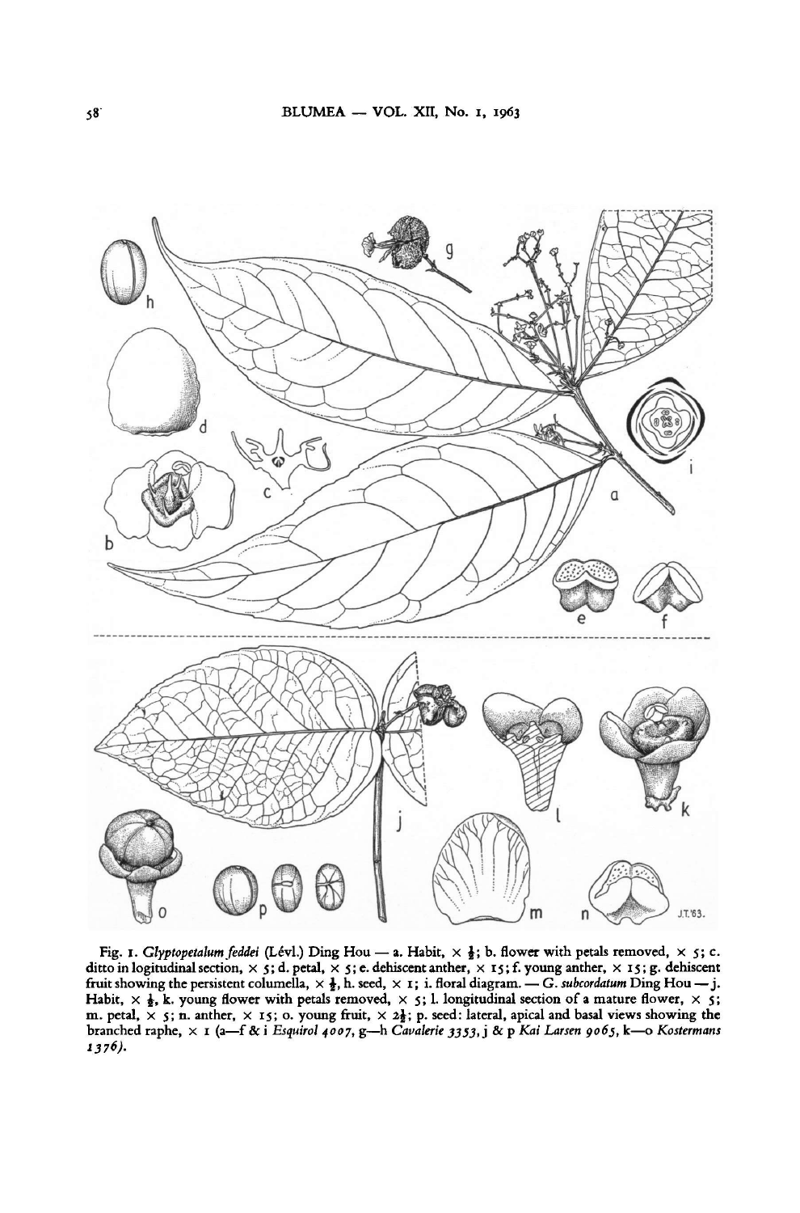Fig. 1. *Glyptopetalum feddei* (Lévl.) Ding Hou — a. Habit, × ½; b. flower with petals removed, × 5; c. ditto in logitudinal section, × 5; d. petal, × 5; e. dehiscent anther, × 15; f. young anther, × 15; g. dehiscent fruit showing the persistent columella, × ½, h. seed, × 1; i. floral diagram. — *G. subcordatum* Ding Hou — j. Habit, × ½, k. young flower with petals removed, × 5; l. longitudinal section of a mature flower, × 5; m. petal, × 5; n. anther, × 15; o. young fruit, × 2½; p. seed: lateral, apical and basal views showing the branched raphe, × 1 (a—f & i *Esquirol 4007*, g—h *Cavalerie 3353*, j & p *Kai Larsen 9065*, k—o *Kostermans 1376*).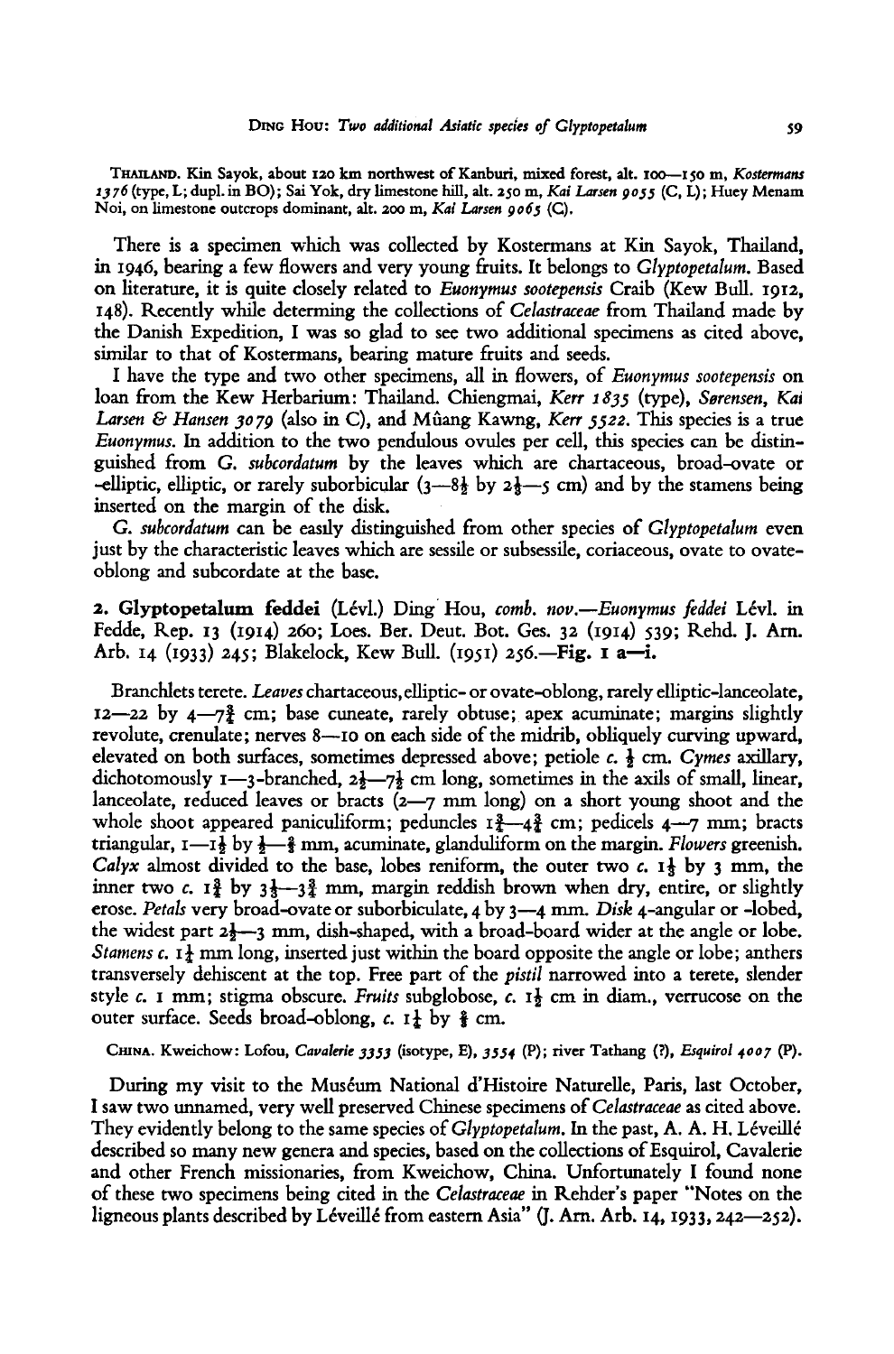THAILAND. Kin Sayok, about 120 km northwest of Kanburi, mixed forest, alt. 100—150 m, *Kostermans 1376* (type, L; dupl. in BO); Sai Yok, dry limestone hill, alt. 250 m, *Kai Larsen 9055* (C, L); Huey Menam Noi, on limestone outcrops dominant, alt. 200 m, *Kai Larsen 9065* (C).

There is a specimen which was collected by Kostermans at Kin Sayok, Thailand, in 1946, bearing a few flowers and very young fruits. It belongs to *Glyptopetalum*. Based on literature, it is quite closely related to *Euonymus sootepensis* Craib (Kew Bull. 1912, 148). Recently while determing the collections of *Celastraceae* from Thailand made by the Danish Expedition, I was so glad to see two additional specimens as cited above, similar to that of Kostermans, bearing mature fruits and seeds.

I have the type and two other specimens, all in flowers, of *Euonymus sootepensis* on loan from the Kew Herbarium: Thailand. Chiengmai, *Kerr 1835* (type), *Sørensen, Kai Larsen & Hansen 3079* (also in C), and Mûang Kawng, *Kerr 5522*. This species is a true *Euonymus*. In addition to the two pendulous ovules per cell, this species can be distinguished from *G. subcordatum* by the leaves which are chartaceous, broad-ovate or -elliptic, elliptic, or rarely suborbicular (3—8½ by 2½—5 cm) and by the stamens being inserted on the margin of the disk.

*G. subcordatum* can be easily distinguished from other species of *Glyptopetalum* even just by the characteristic leaves which are sessile or subsessile, coriaceous, ovate to ovate-oblong and subcordate at the base.

**2. Glyptopetalum feddei** (Lévl.) Ding Hou, *comb. nov.*—*Euonymus feddei* Lévl. in Fedde, Rep. 13 (1914) 260; Loes. Ber. Deut. Bot. Ges. 32 (1914) 539; Rehd. J. Arn. Arb. 14 (1933) 245; Blakelock, Kew Bull. (1951) 256.—**Fig. 1 a—i.**

Branchlets terete. *Leaves* chartaceous, elliptic- or ovate-oblong, rarely elliptic-lanceolate, 12—22 by 4—7¾ cm; base cuneate, rarely obtuse; apex acuminate; margins slightly revolute, crenulate; nerves 8—10 on each side of the midrib, obliquely curving upward, elevated on both surfaces, sometimes depressed above; petiole *c.* ½ cm. *Cymes* axillary, dichotomously 1—3-branched, 2½—7½ cm long, sometimes in the axils of small, linear, lanceolate, reduced leaves or bracts (2—7 mm long) on a short young shoot and the whole shoot appeared paniculiform; peduncles 1¾—4¾ cm; pedicels 4—7 mm; bracts triangular, 1—1½ by ½—¾ mm, acuminate, glanduliform on the margin. *Flowers* greenish. *Calyx* almost divided to the base, lobes reniform, the outer two *c.* 1½ by 3 mm, the inner two *c.* 1¾ by 3½—3¾ mm, margin reddish brown when dry, entire, or slightly erose. *Petals* very broad-ovate or suborbiculate, 4 by 3—4 mm. *Disk* 4-angular or -lobed, the widest part 2½—3 mm, dish-shaped, with a broad-board wider at the angle or lobe. *Stamens c.* 1½ mm long, inserted just within the board opposite the angle or lobe; anthers transversely dehiscent at the top. Free part of the *pistil* narrowed into a terete, slender style *c.* 1 mm; stigma obscure. *Fruits* subglobose, *c.* 1½ cm in diam., verrucose on the outer surface. Seeds broad-oblong, *c.* 1½ by ¾ cm.

CHINA. Kweichow: Lofou, *Cavalerie 3353* (isotype, E), *3554* (P); river Tathang (?), *Esquirol 4007* (P).

During my visit to the Muséum National d'Histoire Naturelle, Paris, last October, I saw two unnamed, very well preserved Chinese specimens of *Celastraceae* as cited above. They evidently belong to the same species of *Glyptopetalum*. In the past, A. A. H. Léveillé described so many new genera and species, based on the collections of Esquirol, Cavalerie and other French missionaries, from Kweichow, China. Unfortunately I found none of these two specimens being cited in the *Celastraceae* in Rehder's paper "Notes on the ligneous plants described by Léveillé from eastern Asia" (J. Arn. Arb. 14, 1933, 242—252).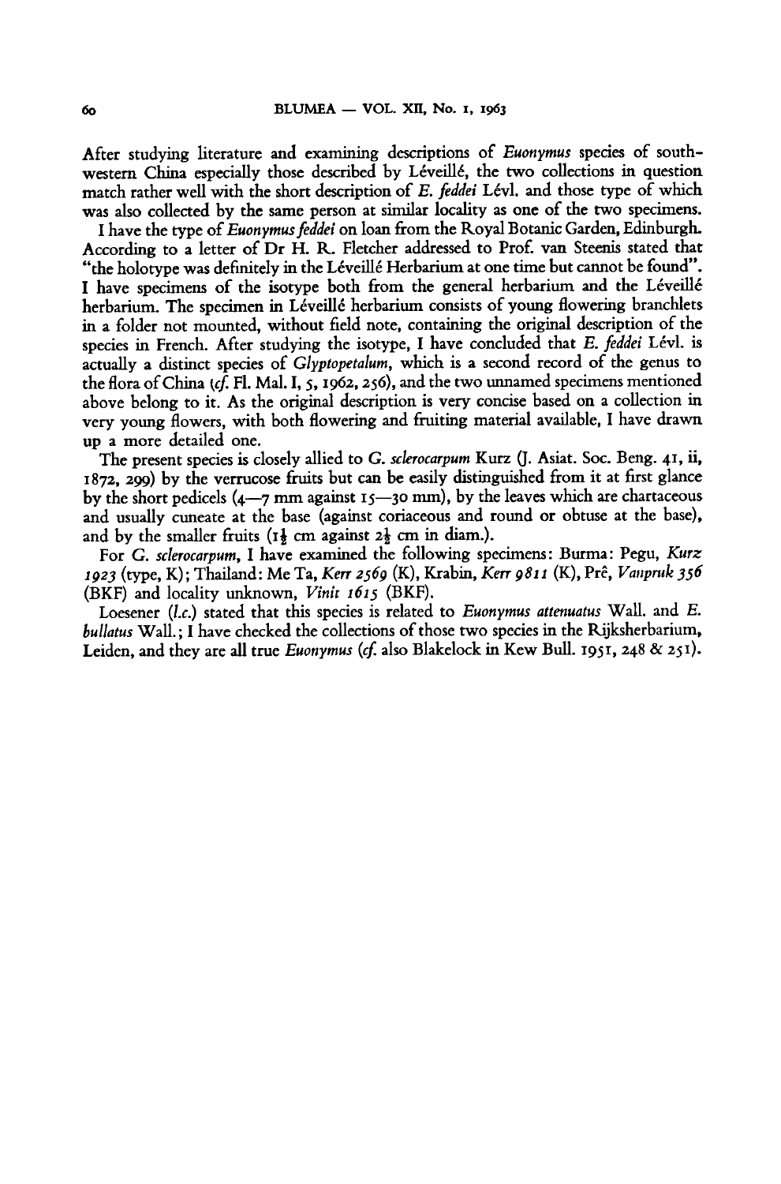After studying literature and examining descriptions of *Euonymus* species of south-western China especially those described by Léveillé, the two collections in question match rather well with the short description of *E. feddei* Lévl. and those type of which was also collected by the same person at similar locality as one of the two specimens.

I have the type of *Euonymus feddei* on loan from the Royal Botanic Garden, Edinburgh. According to a letter of Dr H. R. Fletcher addressed to Prof. van Steenis stated that "the holotype was definitely in the Léveillé Herbarium at one time but cannot be found". I have specimens of the isotype both from the general herbarium and the Léveillé herbarium. The specimen in Léveillé herbarium consists of young flowering branchlets in a folder not mounted, without field note, containing the original description of the species in French. After studying the isotype, I have concluded that *E. feddei* Lévl. is actually a distinct species of *Glyptopetalum*, which is a second record of the genus to the flora of China (*cf.* Fl. Mal. I, 5, 1962, 256), and the two unnamed specimens mentioned above belong to it. As the original description is very concise based on a collection in very young flowers, with both flowering and fruiting material available, I have drawn up a more detailed one.

The present species is closely allied to *G. sclerocarpum* Kurz (J. Asiat. Soc. Beng. 41, ii, 1872, 299) by the verrucose fruits but can be easily distinguished from it at first glance by the short pedicels (4—7 mm against 15—30 mm), by the leaves which are chartaceous and usually cuneate at the base (against coriaceous and round or obtuse at the base), and by the smaller fruits (1½ cm against 2½ cm in diam.).

For *G. sclerocarpum*, I have examined the following specimens: Burma: Pegu, *Kurz 1923* (type, K); Thailand: Me Ta, *Kerr 2569* (K), Krabin, *Kerr 9811* (K), Prê, *Vanpruk 356* (BKF) and locality unknown, *Vinit 1615* (BKF).

Loesener (*l.c.*) stated that this species is related to *Euonymus attenuatus* Wall. and *E. bullatus* Wall.; I have checked the collections of those two species in the Rijksherbarium, Leiden, and they are all true *Euonymus* (*cf.* also Blakelock in Kew Bull. 1951, 248 & 251).